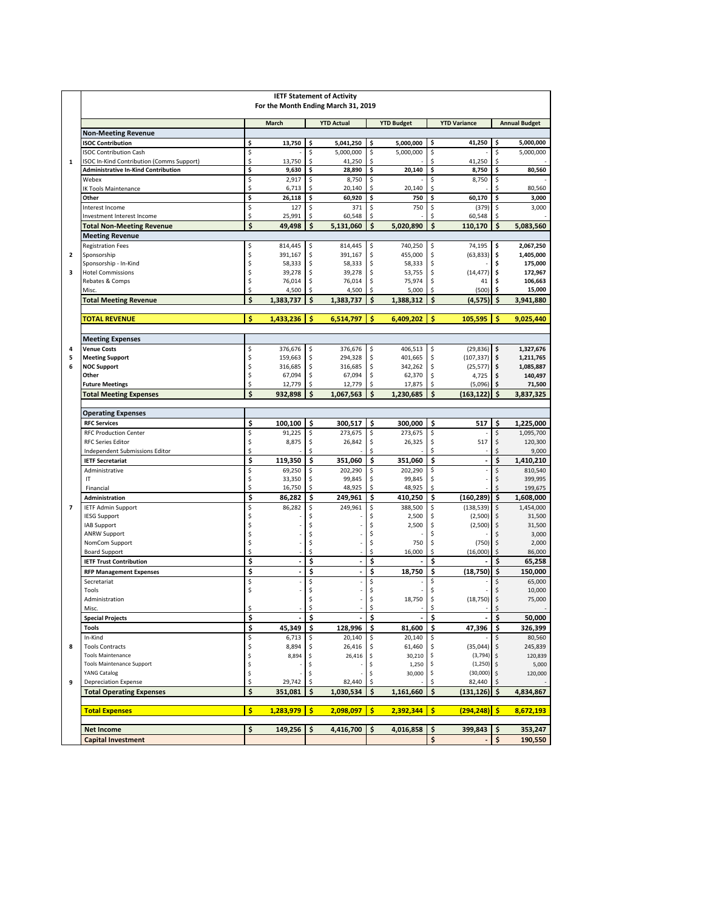# IETF Statement of Activity

For the Month Ending March 31, 2019

| | | March | YTD Actual | YTD Budget | YTD Variance | Annual Budget |
|---|---|---|---|---|---|---|
| | **Non-Meeting Revenue** | | | | | |
| | **ISOC Contribution** | **$ 13,750** | **$ 5,041,250** | **$ 5,000,000** | **$ 41,250** | **$ 5,000,000** |
| | ISOC Contribution Cash | $ - | $ 5,000,000 | $ 5,000,000 | $ - | $ 5,000,000 |
| 1 | ISOC In-Kind Contribution (Comms Support) | $ 13,750 | $ 41,250 | $ - | $ 41,250 | $ - |
| | **Administrative In-Kind Contribution** | **$ 9,630** | **$ 28,890** | **$ 20,140** | **$ 8,750** | **$ 80,560** |
| | Webex | $ 2,917 | $ 8,750 | $ - | $ 8,750 | $ - |
| | IK Tools Maintenance | $ 6,713 | $ 20,140 | $ 20,140 | $ - | $ 80,560 |
| | **Other** | **$ 26,118** | **$ 60,920** | **$ 750** | **$ 60,170** | **$ 3,000** |
| | Interest Income | $ 127 | $ 371 | $ 750 | $ (379) | $ 3,000 |
| | Investment Interest Income | $ 25,991 | $ 60,548 | $ - | $ 60,548 | $ - |
| | **Total Non-Meeting Revenue** | **$ 49,498** | **$ 5,131,060** | **$ 5,020,890** | **$ 110,170** | **$ 5,083,560** |
| | **Meeting Revenue** | | | | | |
| | Registration Fees | $ 814,445 | $ 814,445 | $ 740,250 | $ 74,195 | **$ 2,067,250** |
| 2 | Sponsorship | $ 391,167 | $ 391,167 | $ 455,000 | $ (63,833) | **$ 1,405,000** |
| | Sponsorship - In-Kind | $ 58,333 | $ 58,333 | $ 58,333 | $ - | **$ 175,000** |
| 3 | Hotel Commissions | $ 39,278 | $ 39,278 | $ 53,755 | $ (14,477) | **$ 172,967** |
| | Rebates & Comps | $ 76,014 | $ 76,014 | $ 75,974 | $ 41 | **$ 106,663** |
| | Misc. | $ 4,500 | $ 4,500 | $ 5,000 | $ (500) | **$ 15,000** |
| | **Total Meeting Revenue** | **$ 1,383,737** | **$ 1,383,737** | **$ 1,388,312** | **$ (4,575)** | **$ 3,941,880** |
| | **TOTAL REVENUE** | **$ 1,433,236** | **$ 6,514,797** | **$ 6,409,202** | **$ 105,595** | **$ 9,025,440** |
| | **Meeting Expenses** | | | | | |
| 4 | **Venue Costs** | $ 376,676 | $ 376,676 | $ 406,513 | $ (29,836) | **$ 1,327,676** |
| 5 | **Meeting Support** | $ 159,663 | $ 294,328 | $ 401,665 | $ (107,337) | **$ 1,211,765** |
| 6 | **NOC Support** | $ 316,685 | $ 316,685 | $ 342,262 | $ (25,577) | **$ 1,085,887** |
| | **Other** | $ 67,094 | $ 67,094 | $ 62,370 | $ 4,725 | **$ 140,497** |
| | **Future Meetings** | $ 12,779 | $ 12,779 | $ 17,875 | $ (5,096) | **$ 71,500** |
| | **Total Meeting Expenses** | **$ 932,898** | **$ 1,067,563** | **$ 1,230,685** | **$ (163,122)** | **$ 3,837,325** |
| | **Operating Expenses** | | | | | |
| | **RFC Services** | **$ 100,100** | **$ 300,517** | **$ 300,000** | **$ 517** | **$ 1,225,000** |
| | RFC Production Center | $ 91,225 | $ 273,675 | $ 273,675 | $ - | $ 1,095,700 |
| | RFC Series Editor | $ 8,875 | $ 26,842 | $ 26,325 | $ 517 | $ 120,300 |
| | Independent Submissions Editor | $ - | $ - | $ - | $ - | $ 9,000 |
| | **IETF Secretariat** | **$ 119,350** | **$ 351,060** | **$ 351,060** | **$ -** | **$ 1,410,210** |
| | Administrative | $ 69,250 | $ 202,290 | $ 202,290 | $ - | $ 810,540 |
| | IT | $ 33,350 | $ 99,845 | $ 99,845 | $ - | $ 399,995 |
| | Financial | $ 16,750 | $ 48,925 | $ 48,925 | $ - | $ 199,675 |
| | **Administration** | **$ 86,282** | **$ 249,961** | **$ 410,250** | **$ (160,289)** | **$ 1,608,000** |
| 7 | IETF Admin Support | $ 86,282 | $ 249,961 | $ 388,500 | $ (138,539) | $ 1,454,000 |
| | IESG Support | $ - | $ - | $ 2,500 | $ (2,500) | $ 31,500 |
| | IAB Support | $ - | $ - | $ 2,500 | $ (2,500) | $ 31,500 |
| | ANRW Support | $ - | $ - | $ - | $ - | $ 3,000 |
| | NomCom Support | $ - | $ - | $ 750 | $ (750) | $ 2,000 |
| | Board Support | $ - | $ - | $ 16,000 | $ (16,000) | $ 86,000 |
| | **IETF Trust Contribution** | **$ -** | **$ -** | **$ -** | **$ -** | **$ 65,258** |
| | **RFP Management Expenses** | **$ -** | **$ -** | **$ 18,750** | **$ (18,750)** | **$ 150,000** |
| | Secretariat | $ - | $ - | $ - | $ - | $ 65,000 |
| | Tools | $ - | $ - | $ - | $ - | $ 10,000 |
| | Administration | | $ - | $ 18,750 | $ (18,750) | $ 75,000 |
| | Misc. | $ - | $ - | $ - | $ - | $ - |
| | **Special Projects** | **$ -** | **$ -** | **$ -** | **$ -** | **$ 50,000** |
| | **Tools** | **$ 45,349** | **$ 128,996** | **$ 81,600** | **$ 47,396** | **$ 326,399** |
| | In-Kind | $ 6,713 | $ 20,140 | $ 20,140 | $ - | $ 80,560 |
| 8 | Tools Contracts | $ 8,894 | $ 26,416 | $ 61,460 | $ (35,044) | $ 245,839 |
| | Tools Maintenance | $ 8,894 | $ 26,416 | $ 30,210 | $ (3,794) | $ 120,839 |
| | Tools Maintenance Support | $ - | $ - | $ 1,250 | $ (1,250) | $ 5,000 |
| | YANG Catalog | $ - | $ - | $ 30,000 | $ (30,000) | $ 120,000 |
| 9 | Depreciation Expense | $ 29,742 | $ 82,440 | $ - | $ 82,440 | $ - |
| | **Total Operating Expenses** | **$ 351,081** | **$ 1,030,534** | **$ 1,161,660** | **$ (131,126)** | **$ 4,834,867** |
| | **Total Expenses** | **$ 1,283,979** | **$ 2,098,097** | **$ 2,392,344** | **$ (294,248)** | **$ 8,672,193** |
| | **Net Income** | **$ 149,256** | **$ 4,416,700** | **$ 4,016,858** | **$ 399,843** | **$ 353,247** |
| | **Capital Investment** | | | | **$ -** | **$ 190,550** |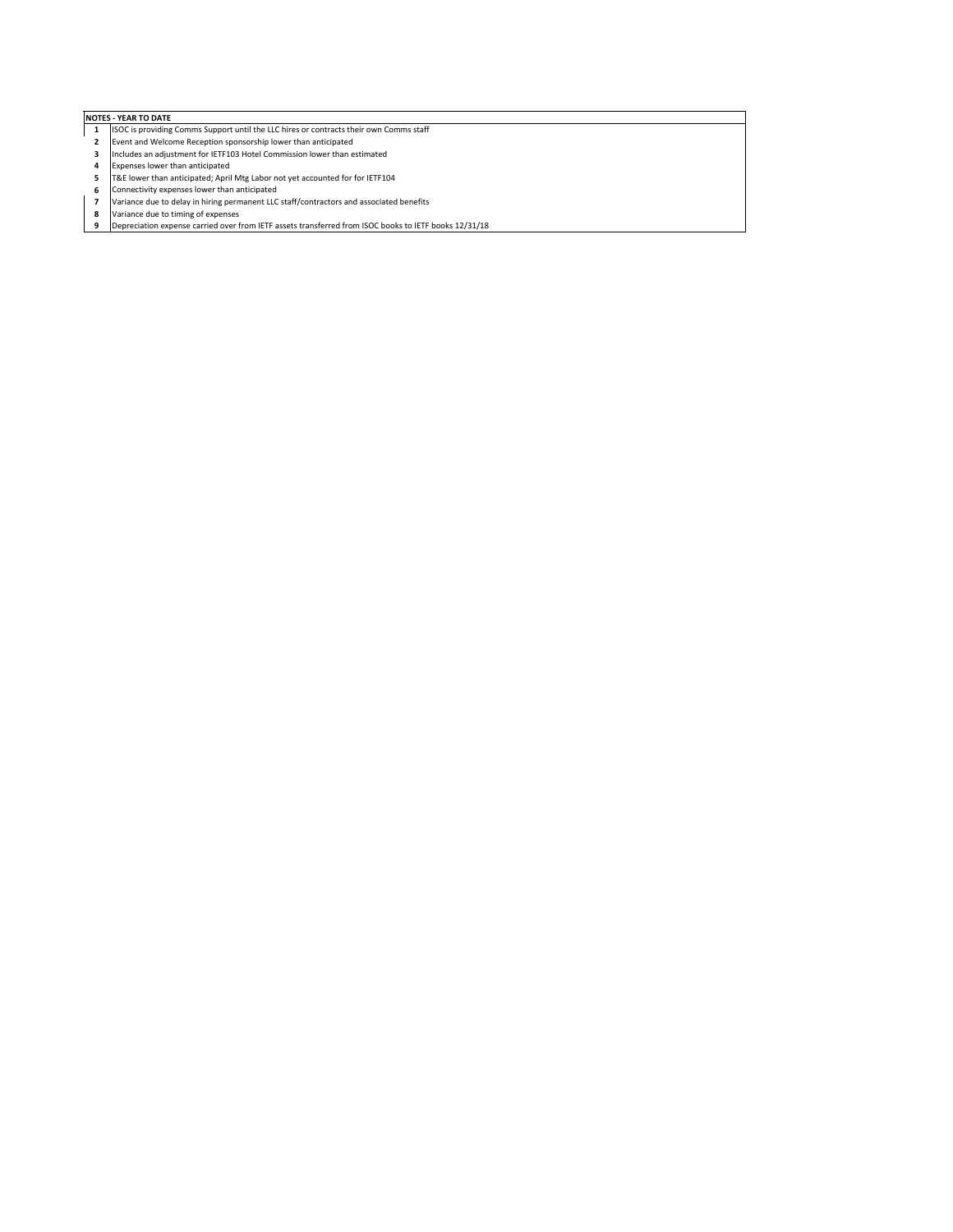| NOTES - YEAR TO DATE | |
|---|---|
| 1 | ISOC is providing Comms Support until the LLC hires or contracts their own Comms staff |
| 2 | Event and Welcome Reception sponsorship lower than anticipated |
| 3 | Includes an adjustment for IETF103 Hotel Commission lower than estimated |
| 4 | Expenses lower than anticipated |
| 5 | T&E lower than anticipated; April Mtg Labor not yet accounted for for IETF104 |
| 6 | Connectivity expenses lower than anticipated |
| 7 | Variance due to delay in hiring permanent LLC staff/contractors and associated benefits |
| 8 | Variance due to timing of expenses |
| 9 | Depreciation expense carried over from IETF assets transferred from ISOC books to IETF books 12/31/18 |